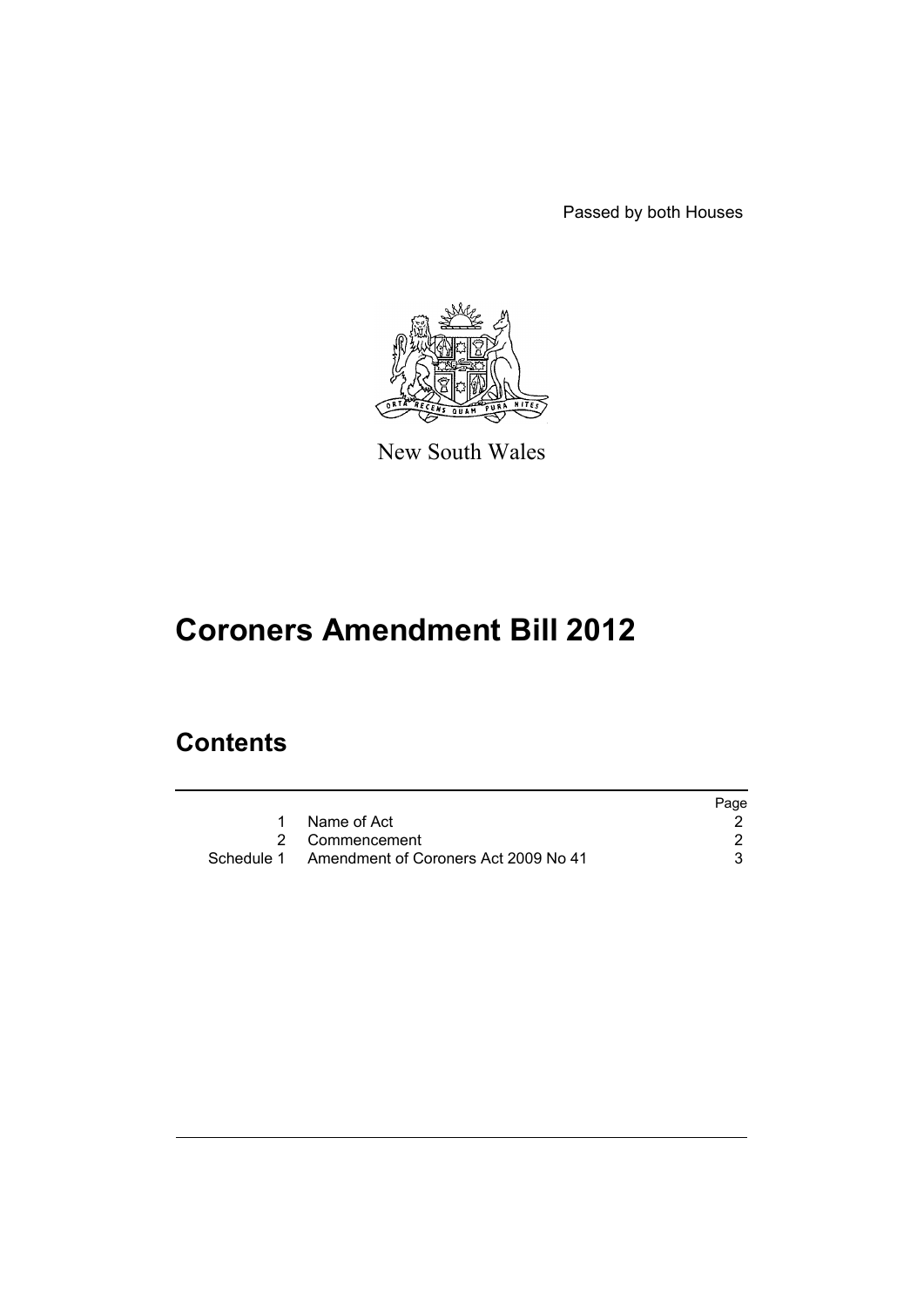Passed by both Houses

New South Wales

# Coroners Amendment Bill 2012

## Contents

| | | Page |
|---|---|---|
| 1 | Name of Act | 2 |
| 2 | Commencement | 2 |
| Schedule 1 | Amendment of Coroners Act 2009 No 41 | 3 |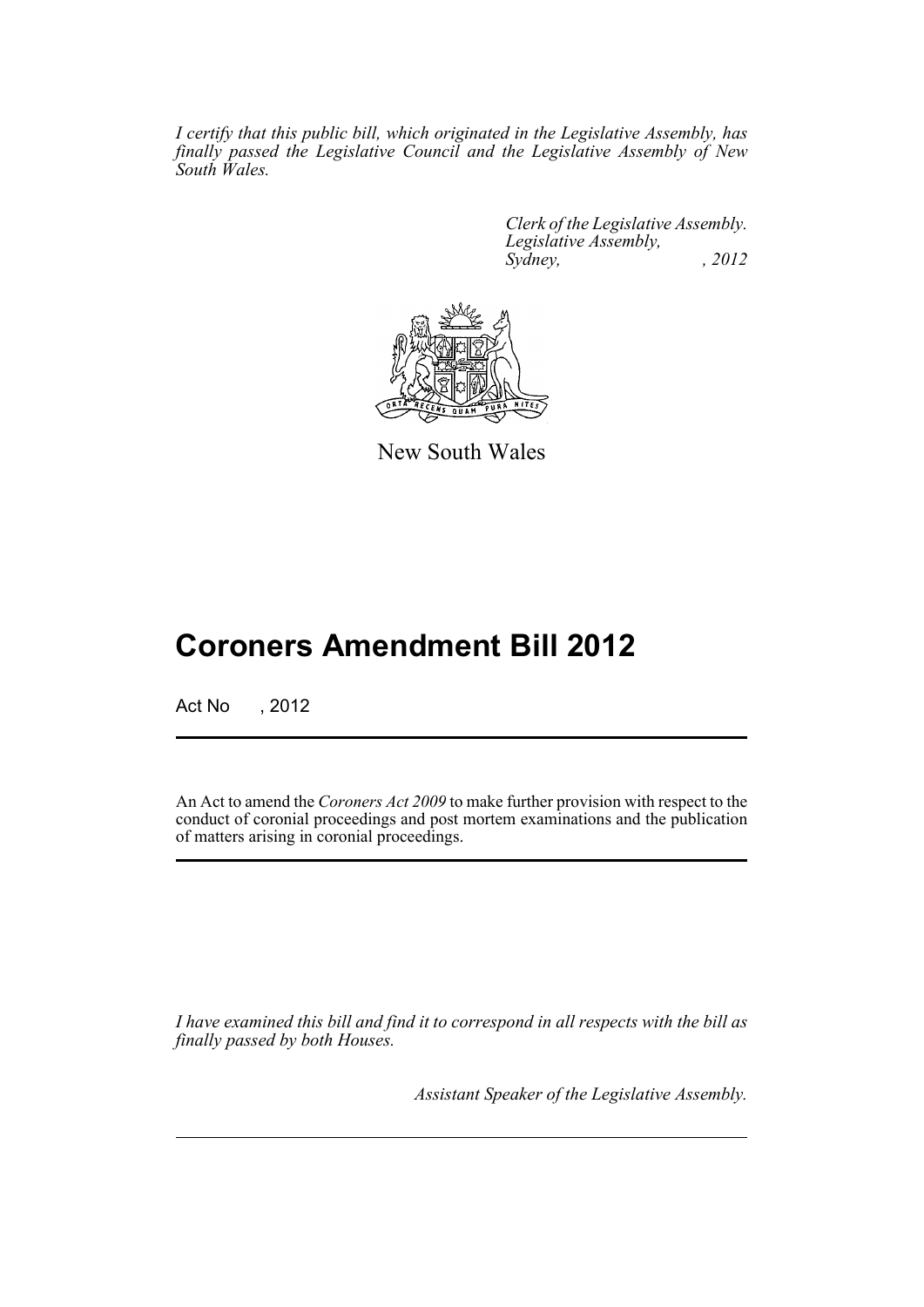*I certify that this public bill, which originated in the Legislative Assembly, has finally passed the Legislative Council and the Legislative Assembly of New South Wales.*

*Clerk of the Legislative Assembly.*
*Legislative Assembly,*
*Sydney, , 2012*

New South Wales

# Coroners Amendment Bill 2012

Act No , 2012

An Act to amend the *Coroners Act 2009* to make further provision with respect to the conduct of coronial proceedings and post mortem examinations and the publication of matters arising in coronial proceedings.

*I have examined this bill and find it to correspond in all respects with the bill as finally passed by both Houses.*

*Assistant Speaker of the Legislative Assembly.*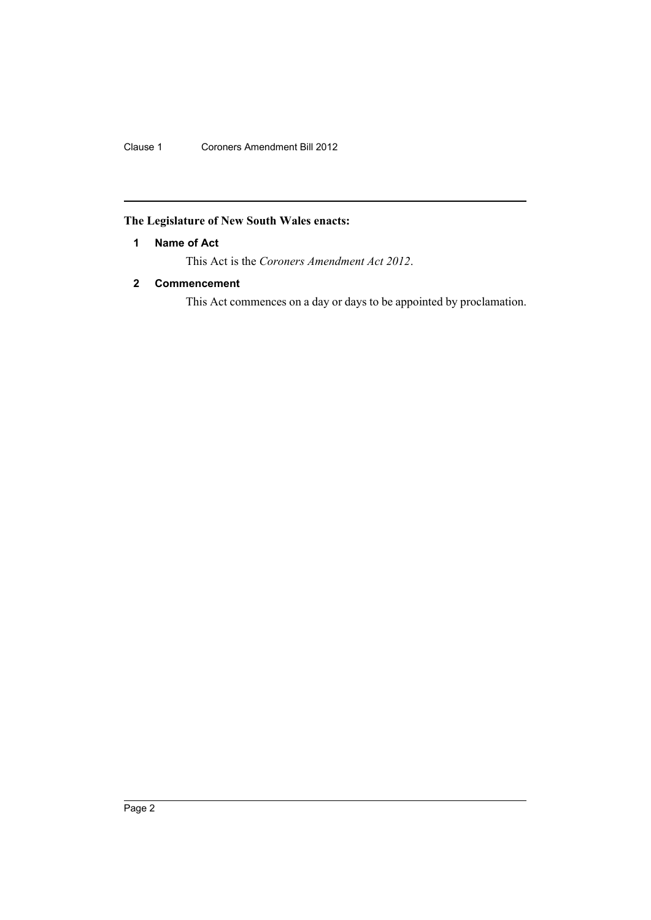**The Legislature of New South Wales enacts:**

### 1 Name of Act

This Act is the *Coroners Amendment Act 2012*.

### 2 Commencement

This Act commences on a day or days to be appointed by proclamation.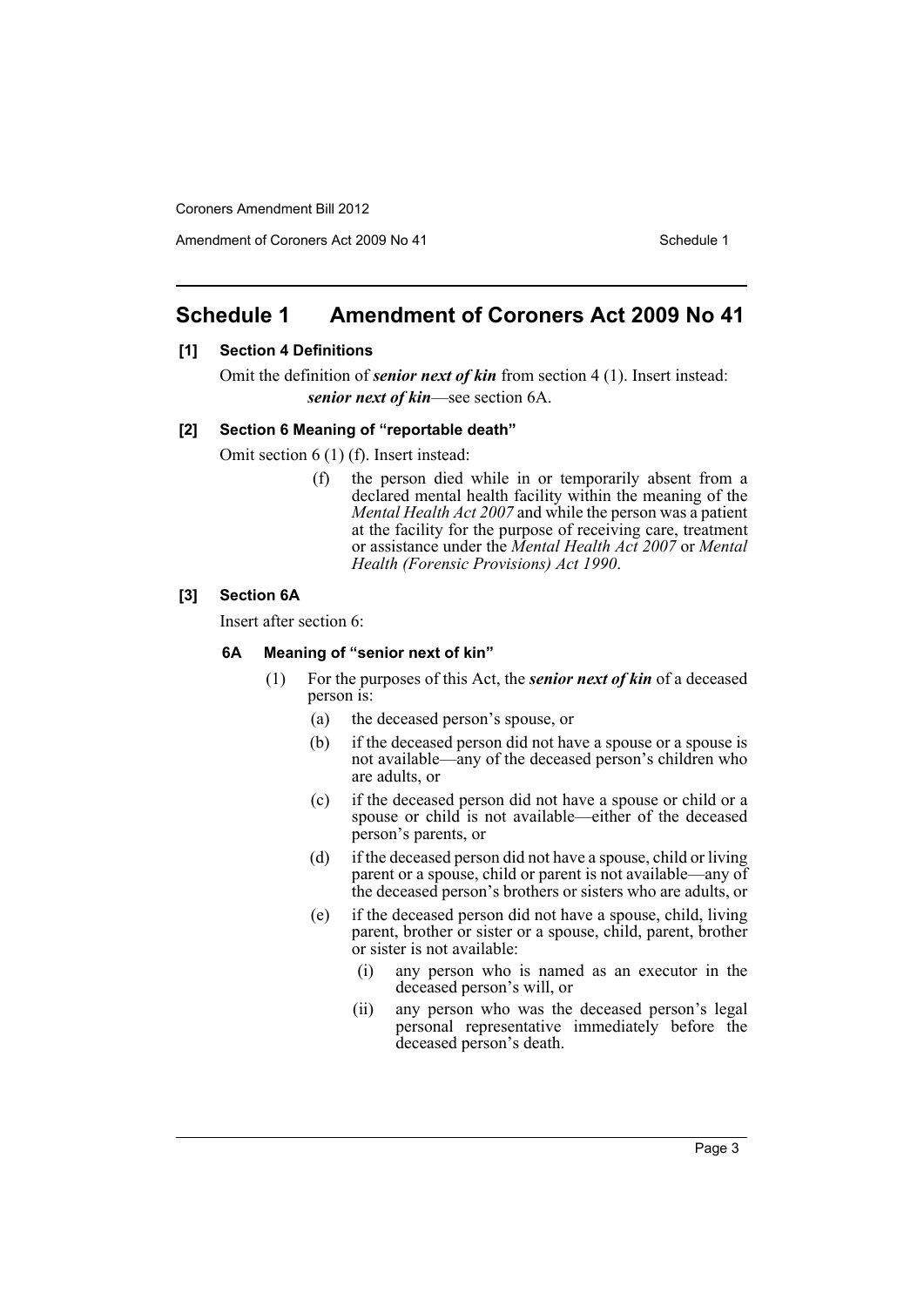## Schedule 1 Amendment of Coroners Act 2009 No 41

### [1] Section 4 Definitions

Omit the definition of ***senior next of kin*** from section 4 (1). Insert instead:

***senior next of kin***—see section 6A.

### [2] Section 6 Meaning of "reportable death"

Omit section 6 (1) (f). Insert instead:

(f) the person died while in or temporarily absent from a declared mental health facility within the meaning of the *Mental Health Act 2007* and while the person was a patient at the facility for the purpose of receiving care, treatment or assistance under the *Mental Health Act 2007* or *Mental Health (Forensic Provisions) Act 1990*.

### [3] Section 6A

Insert after section 6:

#### 6A Meaning of "senior next of kin"

(1) For the purposes of this Act, the ***senior next of kin*** of a deceased person is:

(a) the deceased person's spouse, or

(b) if the deceased person did not have a spouse or a spouse is not available—any of the deceased person's children who are adults, or

(c) if the deceased person did not have a spouse or child or a spouse or child is not available—either of the deceased person's parents, or

(d) if the deceased person did not have a spouse, child or living parent or a spouse, child or parent is not available—any of the deceased person's brothers or sisters who are adults, or

(e) if the deceased person did not have a spouse, child, living parent, brother or sister or a spouse, child, parent, brother or sister is not available:

(i) any person who is named as an executor in the deceased person's will, or

(ii) any person who was the deceased person's legal personal representative immediately before the deceased person's death.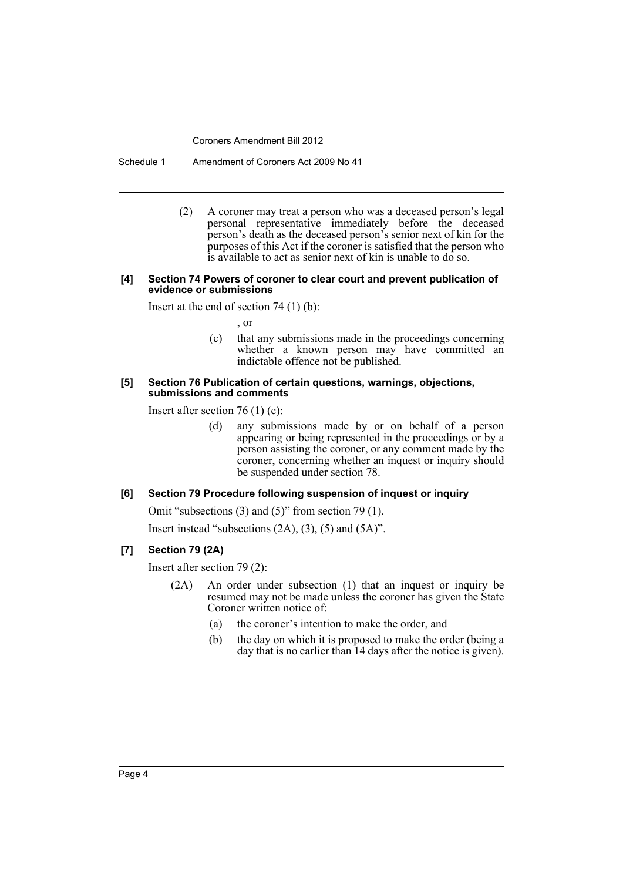(2) A coroner may treat a person who was a deceased person's legal personal representative immediately before the deceased person's death as the deceased person's senior next of kin for the purposes of this Act if the coroner is satisfied that the person who is available to act as senior next of kin is unable to do so.

**[4] Section 74 Powers of coroner to clear court and prevent publication of evidence or submissions**

Insert at the end of section 74 (1) (b):

, or

(c) that any submissions made in the proceedings concerning whether a known person may have committed an indictable offence not be published.

**[5] Section 76 Publication of certain questions, warnings, objections, submissions and comments**

Insert after section 76 (1) (c):

(d) any submissions made by or on behalf of a person appearing or being represented in the proceedings or by a person assisting the coroner, or any comment made by the coroner, concerning whether an inquest or inquiry should be suspended under section 78.

**[6] Section 79 Procedure following suspension of inquest or inquiry**

Omit "subsections (3) and (5)" from section 79 (1).

Insert instead "subsections (2A), (3), (5) and (5A)".

**[7] Section 79 (2A)**

Insert after section 79 (2):

(2A) An order under subsection (1) that an inquest or inquiry be resumed may not be made unless the coroner has given the State Coroner written notice of:

(a) the coroner's intention to make the order, and

(b) the day on which it is proposed to make the order (being a day that is no earlier than 14 days after the notice is given).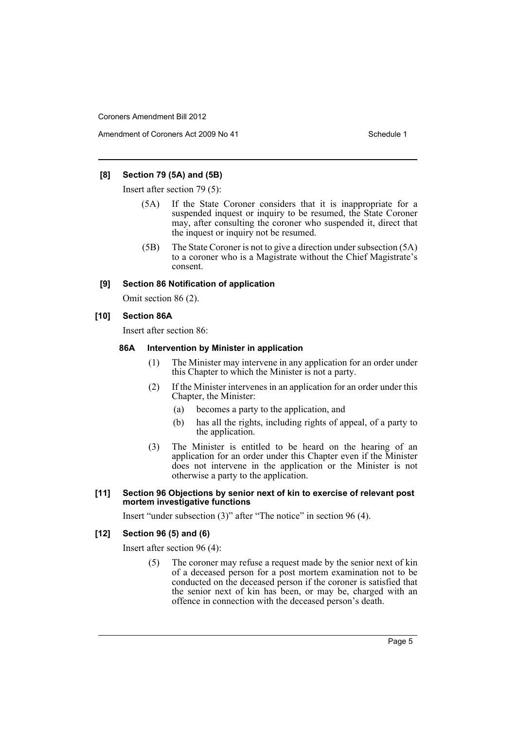### [8] Section 79 (5A) and (5B)

Insert after section 79 (5):

(5A) If the State Coroner considers that it is inappropriate for a suspended inquest or inquiry to be resumed, the State Coroner may, after consulting the coroner who suspended it, direct that the inquest or inquiry not be resumed.

(5B) The State Coroner is not to give a direction under subsection (5A) to a coroner who is a Magistrate without the Chief Magistrate's consent.

### [9] Section 86 Notification of application

Omit section 86 (2).

### [10] Section 86A

Insert after section 86:

#### 86A Intervention by Minister in application

(1) The Minister may intervene in any application for an order under this Chapter to which the Minister is not a party.

(2) If the Minister intervenes in an application for an order under this Chapter, the Minister:

- (a) becomes a party to the application, and
- (b) has all the rights, including rights of appeal, of a party to the application.

(3) The Minister is entitled to be heard on the hearing of an application for an order under this Chapter even if the Minister does not intervene in the application or the Minister is not otherwise a party to the application.

### [11] Section 96 Objections by senior next of kin to exercise of relevant post mortem investigative functions

Insert "under subsection (3)" after "The notice" in section 96 (4).

### [12] Section 96 (5) and (6)

Insert after section 96 (4):

(5) The coroner may refuse a request made by the senior next of kin of a deceased person for a post mortem examination not to be conducted on the deceased person if the coroner is satisfied that the senior next of kin has been, or may be, charged with an offence in connection with the deceased person's death.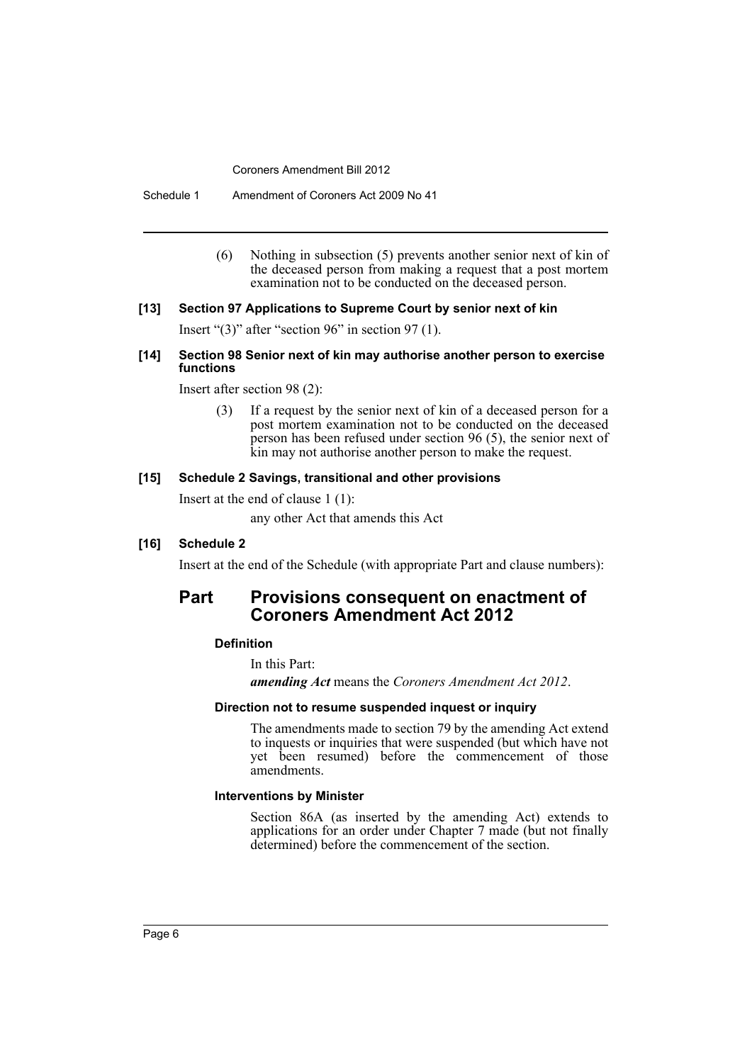(6) Nothing in subsection (5) prevents another senior next of kin of the deceased person from making a request that a post mortem examination not to be conducted on the deceased person.

#### [13] Section 97 Applications to Supreme Court by senior next of kin

Insert "(3)" after "section 96" in section 97 (1).

#### [14] Section 98 Senior next of kin may authorise another person to exercise functions

Insert after section 98 (2):

(3) If a request by the senior next of kin of a deceased person for a post mortem examination not to be conducted on the deceased person has been refused under section 96 (5), the senior next of kin may not authorise another person to make the request.

#### [15] Schedule 2 Savings, transitional and other provisions

Insert at the end of clause 1 (1):

any other Act that amends this Act

#### [16] Schedule 2

Insert at the end of the Schedule (with appropriate Part and clause numbers):

## Part Provisions consequent on enactment of Coroners Amendment Act 2012

**Definition**

In this Part:

***amending Act*** means the *Coroners Amendment Act 2012*.

**Direction not to resume suspended inquest or inquiry**

The amendments made to section 79 by the amending Act extend to inquests or inquiries that were suspended (but which have not yet been resumed) before the commencement of those amendments.

**Interventions by Minister**

Section 86A (as inserted by the amending Act) extends to applications for an order under Chapter 7 made (but not finally determined) before the commencement of the section.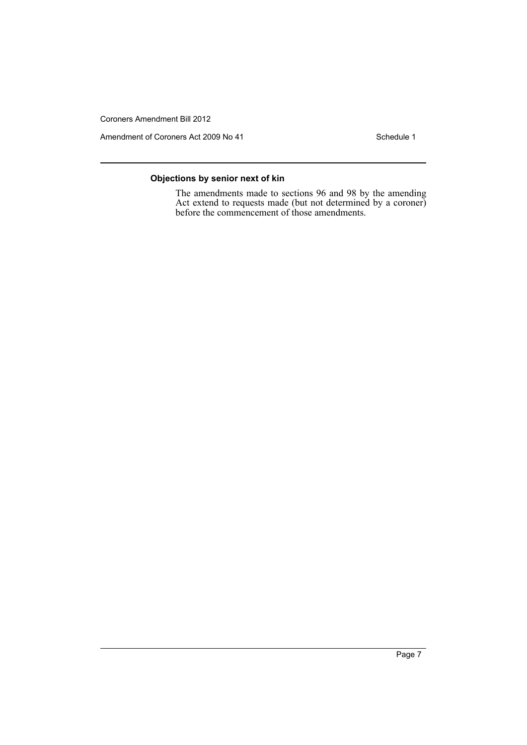### Objections by senior next of kin

The amendments made to sections 96 and 98 by the amending Act extend to requests made (but not determined by a coroner) before the commencement of those amendments.